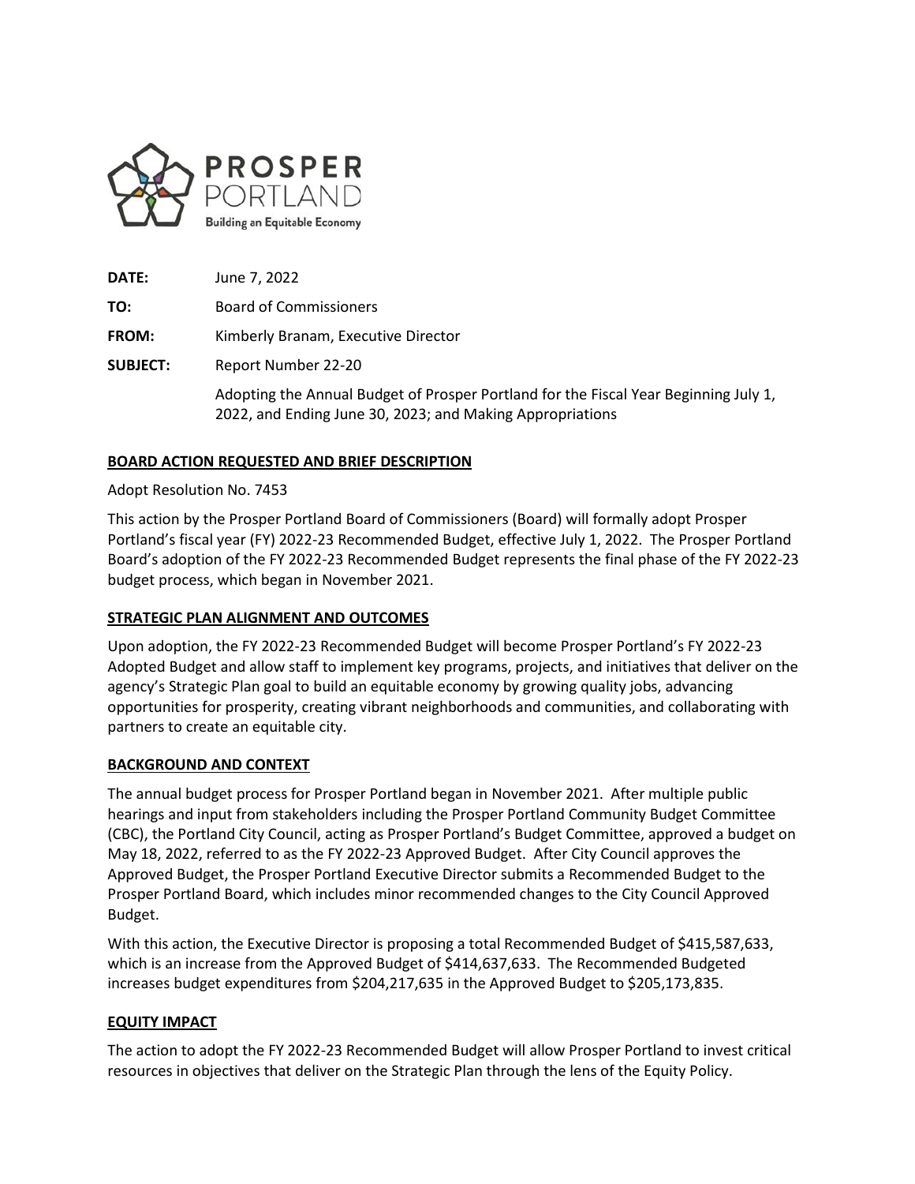PROSPER PORTLAND
Building an Equitable Economy

**DATE:** June 7, 2022

**TO:** Board of Commissioners

**FROM:** Kimberly Branam, Executive Director

**SUBJECT:** Report Number 22-20

Adopting the Annual Budget of Prosper Portland for the Fiscal Year Beginning July 1, 2022, and Ending June 30, 2023; and Making Appropriations

## BOARD ACTION REQUESTED AND BRIEF DESCRIPTION

Adopt Resolution No. 7453

This action by the Prosper Portland Board of Commissioners (Board) will formally adopt Prosper Portland's fiscal year (FY) 2022-23 Recommended Budget, effective July 1, 2022. The Prosper Portland Board's adoption of the FY 2022-23 Recommended Budget represents the final phase of the FY 2022-23 budget process, which began in November 2021.

## STRATEGIC PLAN ALIGNMENT AND OUTCOMES

Upon adoption, the FY 2022-23 Recommended Budget will become Prosper Portland's FY 2022-23 Adopted Budget and allow staff to implement key programs, projects, and initiatives that deliver on the agency's Strategic Plan goal to build an equitable economy by growing quality jobs, advancing opportunities for prosperity, creating vibrant neighborhoods and communities, and collaborating with partners to create an equitable city.

## BACKGROUND AND CONTEXT

The annual budget process for Prosper Portland began in November 2021. After multiple public hearings and input from stakeholders including the Prosper Portland Community Budget Committee (CBC), the Portland City Council, acting as Prosper Portland's Budget Committee, approved a budget on May 18, 2022, referred to as the FY 2022-23 Approved Budget. After City Council approves the Approved Budget, the Prosper Portland Executive Director submits a Recommended Budget to the Prosper Portland Board, which includes minor recommended changes to the City Council Approved Budget.

With this action, the Executive Director is proposing a total Recommended Budget of $415,587,633, which is an increase from the Approved Budget of $414,637,633. The Recommended Budgeted increases budget expenditures from $204,217,635 in the Approved Budget to $205,173,835.

## EQUITY IMPACT

The action to adopt the FY 2022-23 Recommended Budget will allow Prosper Portland to invest critical resources in objectives that deliver on the Strategic Plan through the lens of the Equity Policy.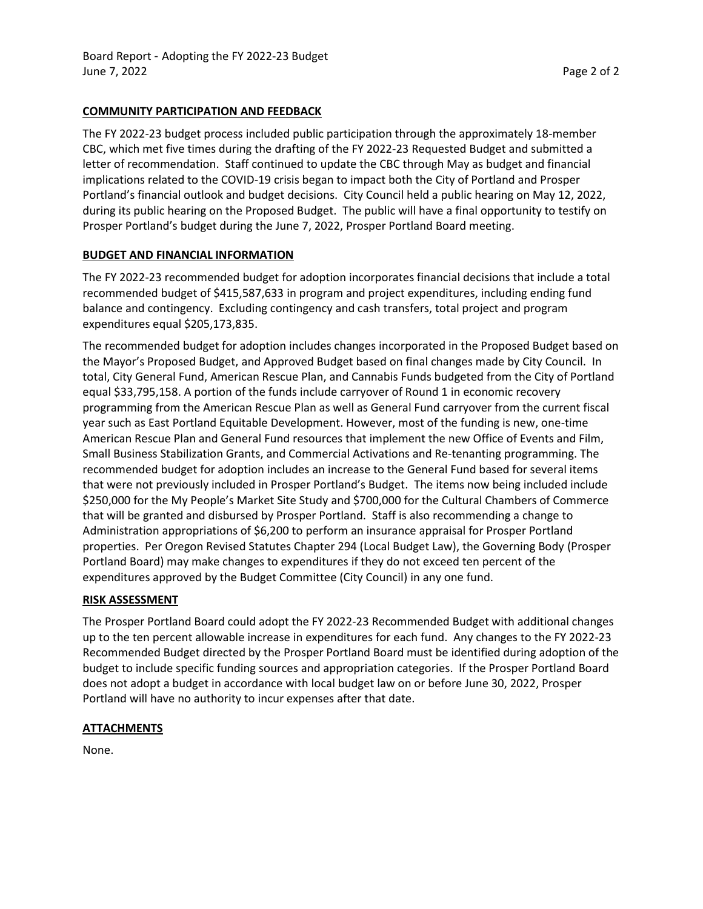## COMMUNITY PARTICIPATION AND FEEDBACK

The FY 2022-23 budget process included public participation through the approximately 18-member CBC, which met five times during the drafting of the FY 2022-23 Requested Budget and submitted a letter of recommendation. Staff continued to update the CBC through May as budget and financial implications related to the COVID-19 crisis began to impact both the City of Portland and Prosper Portland's financial outlook and budget decisions. City Council held a public hearing on May 12, 2022, during its public hearing on the Proposed Budget. The public will have a final opportunity to testify on Prosper Portland's budget during the June 7, 2022, Prosper Portland Board meeting.

## BUDGET AND FINANCIAL INFORMATION

The FY 2022-23 recommended budget for adoption incorporates financial decisions that include a total recommended budget of $415,587,633 in program and project expenditures, including ending fund balance and contingency. Excluding contingency and cash transfers, total project and program expenditures equal $205,173,835.

The recommended budget for adoption includes changes incorporated in the Proposed Budget based on the Mayor's Proposed Budget, and Approved Budget based on final changes made by City Council. In total, City General Fund, American Rescue Plan, and Cannabis Funds budgeted from the City of Portland equal $33,795,158. A portion of the funds include carryover of Round 1 in economic recovery programming from the American Rescue Plan as well as General Fund carryover from the current fiscal year such as East Portland Equitable Development. However, most of the funding is new, one-time American Rescue Plan and General Fund resources that implement the new Office of Events and Film, Small Business Stabilization Grants, and Commercial Activations and Re-tenanting programming. The recommended budget for adoption includes an increase to the General Fund based for several items that were not previously included in Prosper Portland's Budget. The items now being included include $250,000 for the My People's Market Site Study and $700,000 for the Cultural Chambers of Commerce that will be granted and disbursed by Prosper Portland. Staff is also recommending a change to Administration appropriations of $6,200 to perform an insurance appraisal for Prosper Portland properties. Per Oregon Revised Statutes Chapter 294 (Local Budget Law), the Governing Body (Prosper Portland Board) may make changes to expenditures if they do not exceed ten percent of the expenditures approved by the Budget Committee (City Council) in any one fund.

## RISK ASSESSMENT

The Prosper Portland Board could adopt the FY 2022-23 Recommended Budget with additional changes up to the ten percent allowable increase in expenditures for each fund. Any changes to the FY 2022-23 Recommended Budget directed by the Prosper Portland Board must be identified during adoption of the budget to include specific funding sources and appropriation categories. If the Prosper Portland Board does not adopt a budget in accordance with local budget law on or before June 30, 2022, Prosper Portland will have no authority to incur expenses after that date.

## ATTACHMENTS

None.